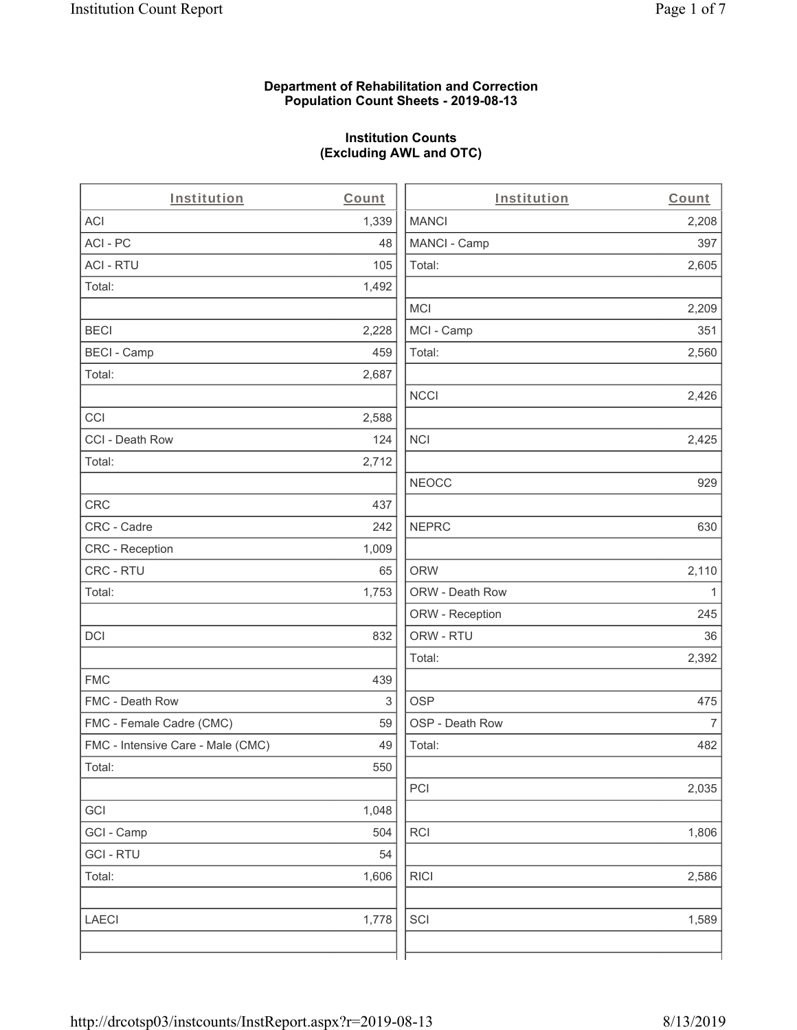**Department of Rehabilitation and Correction**
**Population Count Sheets - 2019-08-13**

**Institution Counts**
**(Excluding AWL and OTC)**

| Institution | Count |
|---|---|
| ACI | 1,339 |
| ACI - PC | 48 |
| ACI - RTU | 105 |
| Total: | 1,492 |
| | |
| BECI | 2,228 |
| BECI - Camp | 459 |
| Total: | 2,687 |
| | |
| CCI | 2,588 |
| CCI - Death Row | 124 |
| Total: | 2,712 |
| | |
| CRC | 437 |
| CRC - Cadre | 242 |
| CRC - Reception | 1,009 |
| CRC - RTU | 65 |
| Total: | 1,753 |
| | |
| DCI | 832 |
| | |
| FMC | 439 |
| FMC - Death Row | 3 |
| FMC - Female Cadre (CMC) | 59 |
| FMC - Intensive Care - Male (CMC) | 49 |
| Total: | 550 |
| | |
| GCI | 1,048 |
| GCI - Camp | 504 |
| GCI - RTU | 54 |
| Total: | 1,606 |
| | |
| LAECI | 1,778 |
| | |
| MANCI | 2,208 |
| MANCI - Camp | 397 |
| Total: | 2,605 |
| | |
| MCI | 2,209 |
| MCI - Camp | 351 |
| Total: | 2,560 |
| | |
| NCCI | 2,426 |
| | |
| NCI | 2,425 |
| | |
| NEOCC | 929 |
| | |
| NEPRC | 630 |
| | |
| ORW | 2,110 |
| ORW - Death Row | 1 |
| ORW - Reception | 245 |
| ORW - RTU | 36 |
| Total: | 2,392 |
| | |
| OSP | 475 |
| OSP - Death Row | 7 |
| Total: | 482 |
| | |
| PCI | 2,035 |
| | |
| RCI | 1,806 |
| | |
| RICI | 2,586 |
| | |
| SCI | 1,589 |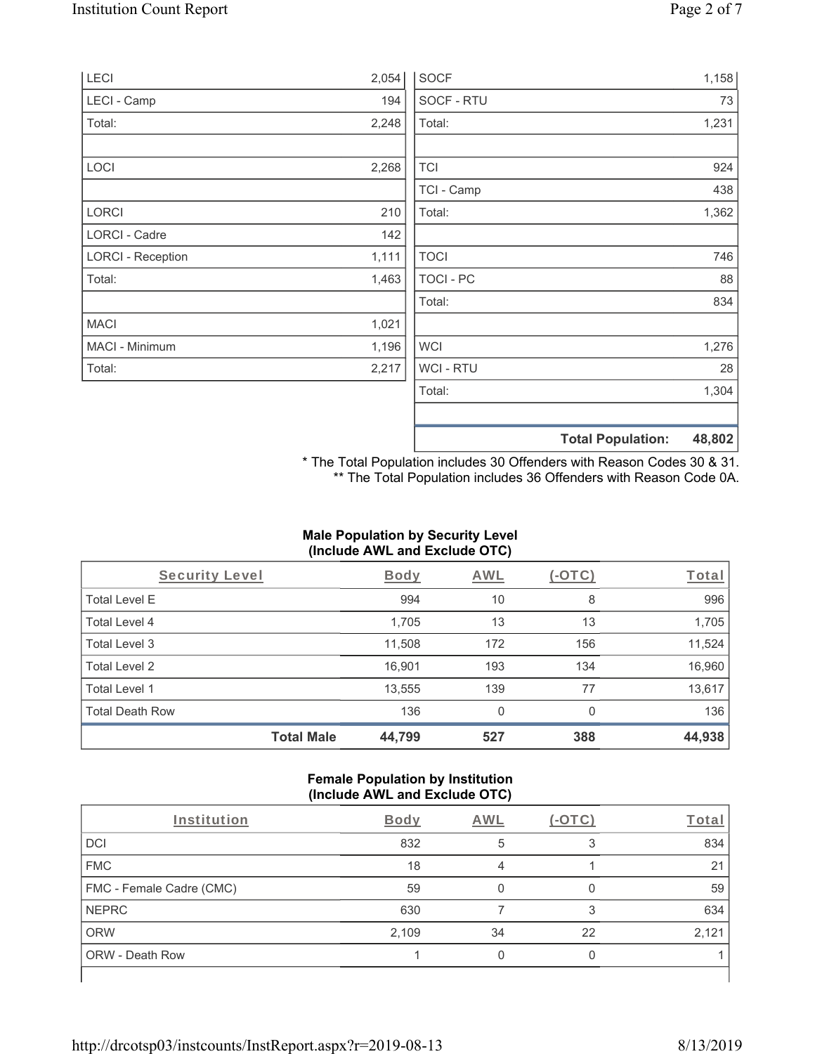| LECI | 2,054 |
|---|---|
| LECI - Camp | 194 |
| Total: | 2,248 |
| | |
| LOCI | 2,268 |
| | |
| LORCI | 210 |
| LORCI - Cadre | 142 |
| LORCI - Reception | 1,111 |
| Total: | 1,463 |
| | |
| MACI | 1,021 |
| MACI - Minimum | 1,196 |
| Total: | 2,217 |

| SOCF | 1,158 |
|---|---|
| SOCF - RTU | 73 |
| Total: | 1,231 |
| | |
| TCI | 924 |
| TCI - Camp | 438 |
| Total: | 1,362 |
| | |
| TOCI | 746 |
| TOCI - PC | 88 |
| Total: | 834 |
| | |
| WCI | 1,276 |
| WCI - RTU | 28 |
| Total: | 1,304 |
| | |
| **Total Population:** | **48,802** |

* The Total Population includes 30 Offenders with Reason Codes 30 & 31.
** The Total Population includes 36 Offenders with Reason Code 0A.

**Male Population by Security Level (Include AWL and Exclude OTC)**

| Security Level | Body | AWL | (-OTC) | Total |
|---|---|---|---|---|
| Total Level E | 994 | 10 | 8 | 996 |
| Total Level 4 | 1,705 | 13 | 13 | 1,705 |
| Total Level 3 | 11,508 | 172 | 156 | 11,524 |
| Total Level 2 | 16,901 | 193 | 134 | 16,960 |
| Total Level 1 | 13,555 | 139 | 77 | 13,617 |
| Total Death Row | 136 | 0 | 0 | 136 |
| **Total Male** | **44,799** | **527** | **388** | **44,938** |

**Female Population by Institution (Include AWL and Exclude OTC)**

| Institution | Body | AWL | (-OTC) | Total |
|---|---|---|---|---|
| DCI | 832 | 5 | 3 | 834 |
| FMC | 18 | 4 | 1 | 21 |
| FMC - Female Cadre (CMC) | 59 | 0 | 0 | 59 |
| NEPRC | 630 | 7 | 3 | 634 |
| ORW | 2,109 | 34 | 22 | 2,121 |
| ORW - Death Row | 1 | 0 | 0 | 1 |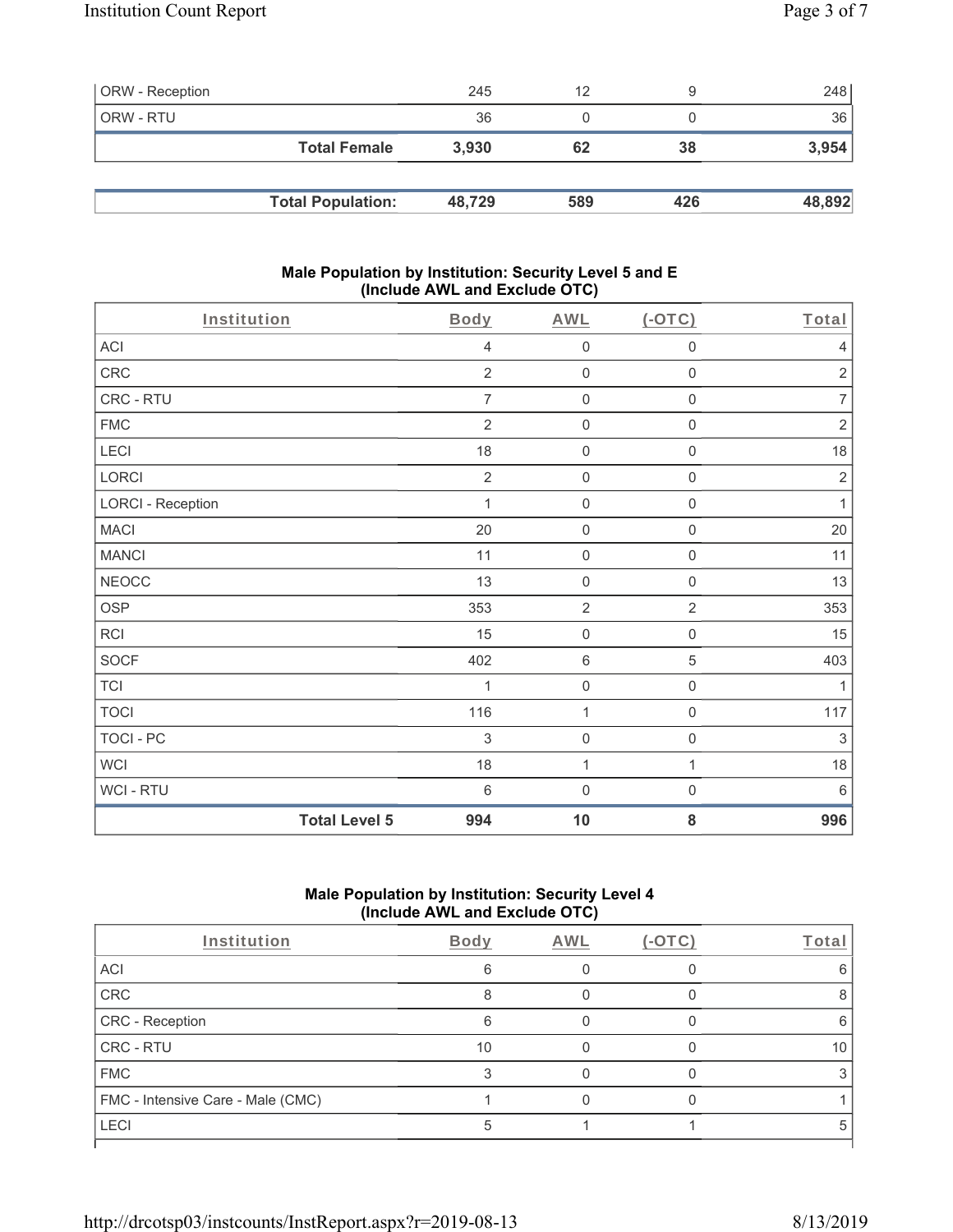| | | | | |
|---|---|---|---|---|
| ORW - Reception | 245 | 12 | 9 | 248 |
| ORW - RTU | 36 | 0 | 0 | 36 |
| **Total Female** | **3,930** | **62** | **38** | **3,954** |

| | | | | |
|---|---|---|---|---|
| **Total Population:** | **48,729** | **589** | **426** | **48,892** |

## Male Population by Institution: Security Level 5 and E (Include AWL and Exclude OTC)

| Institution | Body | AWL | (-OTC) | Total |
|---|---|---|---|---|
| ACI | 4 | 0 | 0 | 4 |
| CRC | 2 | 0 | 0 | 2 |
| CRC - RTU | 7 | 0 | 0 | 7 |
| FMC | 2 | 0 | 0 | 2 |
| LECI | 18 | 0 | 0 | 18 |
| LORCI | 2 | 0 | 0 | 2 |
| LORCI - Reception | 1 | 0 | 0 | 1 |
| MACI | 20 | 0 | 0 | 20 |
| MANCI | 11 | 0 | 0 | 11 |
| NEOCC | 13 | 0 | 0 | 13 |
| OSP | 353 | 2 | 2 | 353 |
| RCI | 15 | 0 | 0 | 15 |
| SOCF | 402 | 6 | 5 | 403 |
| TCI | 1 | 0 | 0 | 1 |
| TOCI | 116 | 1 | 0 | 117 |
| TOCI - PC | 3 | 0 | 0 | 3 |
| WCI | 18 | 1 | 1 | 18 |
| WCI - RTU | 6 | 0 | 0 | 6 |
| **Total Level 5** | **994** | **10** | **8** | **996** |

## Male Population by Institution: Security Level 4 (Include AWL and Exclude OTC)

| Institution | Body | AWL | (-OTC) | Total |
|---|---|---|---|---|
| ACI | 6 | 0 | 0 | 6 |
| CRC | 8 | 0 | 0 | 8 |
| CRC - Reception | 6 | 0 | 0 | 6 |
| CRC - RTU | 10 | 0 | 0 | 10 |
| FMC | 3 | 0 | 0 | 3 |
| FMC - Intensive Care - Male (CMC) | 1 | 0 | 0 | 1 |
| LECI | 5 | 1 | 1 | 5 |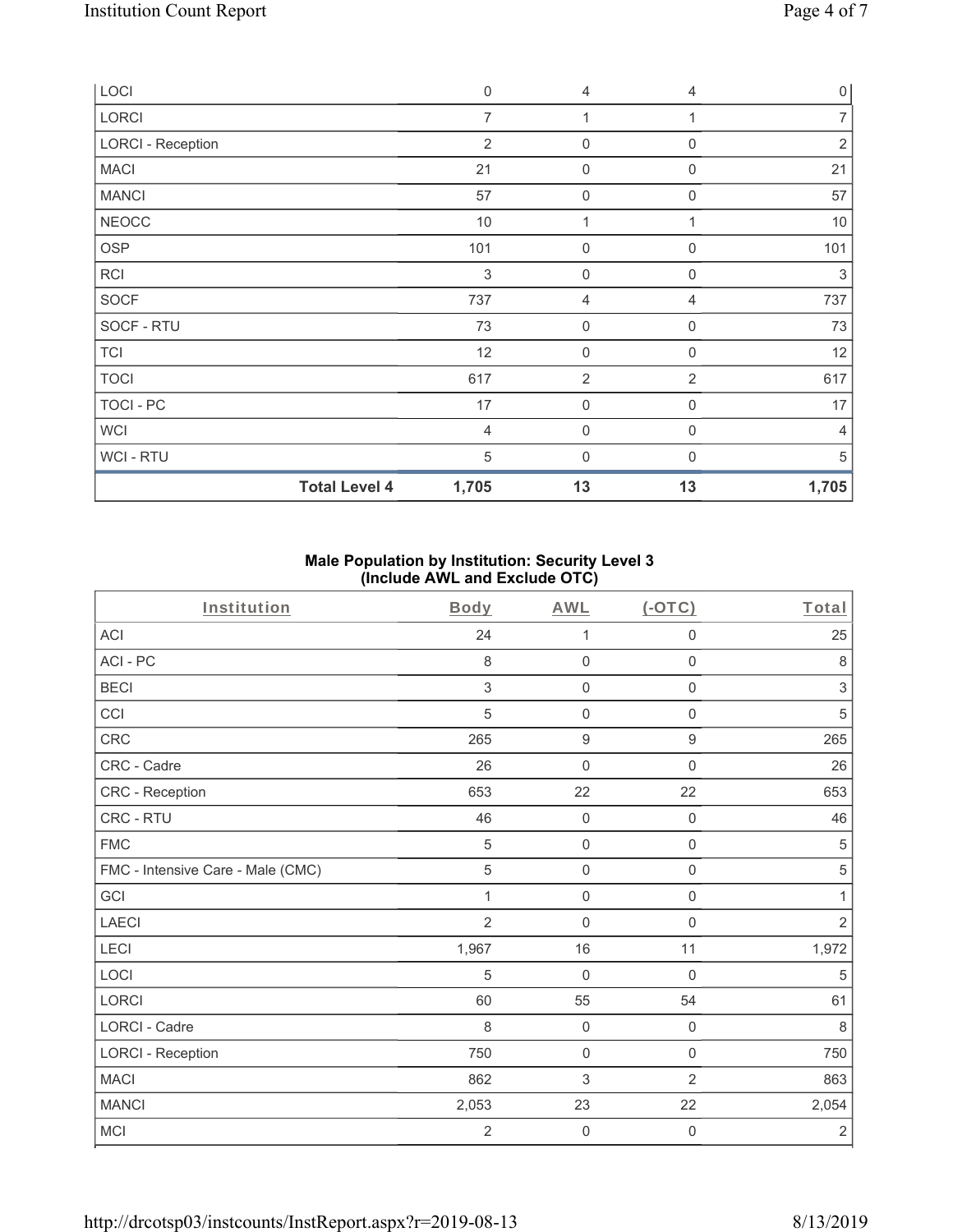| LOCI | 0 | 4 | 4 | 0 |
|---|---|---|---|---|
| LORCI | 7 | 1 | 1 | 7 |
| LORCI - Reception | 2 | 0 | 0 | 2 |
| MACI | 21 | 0 | 0 | 21 |
| MANCI | 57 | 0 | 0 | 57 |
| NEOCC | 10 | 1 | 1 | 10 |
| OSP | 101 | 0 | 0 | 101 |
| RCI | 3 | 0 | 0 | 3 |
| SOCF | 737 | 4 | 4 | 737 |
| SOCF - RTU | 73 | 0 | 0 | 73 |
| TCI | 12 | 0 | 0 | 12 |
| TOCI | 617 | 2 | 2 | 617 |
| TOCI - PC | 17 | 0 | 0 | 17 |
| WCI | 4 | 0 | 0 | 4 |
| WCI - RTU | 5 | 0 | 0 | 5 |
| **Total Level 4** | **1,705** | **13** | **13** | **1,705** |

## Male Population by Institution: Security Level 3 (Include AWL and Exclude OTC)

| Institution | Body | AWL | (-OTC) | Total |
|---|---|---|---|---|
| ACI | 24 | 1 | 0 | 25 |
| ACI - PC | 8 | 0 | 0 | 8 |
| BECI | 3 | 0 | 0 | 3 |
| CCI | 5 | 0 | 0 | 5 |
| CRC | 265 | 9 | 9 | 265 |
| CRC - Cadre | 26 | 0 | 0 | 26 |
| CRC - Reception | 653 | 22 | 22 | 653 |
| CRC - RTU | 46 | 0 | 0 | 46 |
| FMC | 5 | 0 | 0 | 5 |
| FMC - Intensive Care - Male (CMC) | 5 | 0 | 0 | 5 |
| GCI | 1 | 0 | 0 | 1 |
| LAECI | 2 | 0 | 0 | 2 |
| LECI | 1,967 | 16 | 11 | 1,972 |
| LOCI | 5 | 0 | 0 | 5 |
| LORCI | 60 | 55 | 54 | 61 |
| LORCI - Cadre | 8 | 0 | 0 | 8 |
| LORCI - Reception | 750 | 0 | 0 | 750 |
| MACI | 862 | 3 | 2 | 863 |
| MANCI | 2,053 | 23 | 22 | 2,054 |
| MCI | 2 | 0 | 0 | 2 |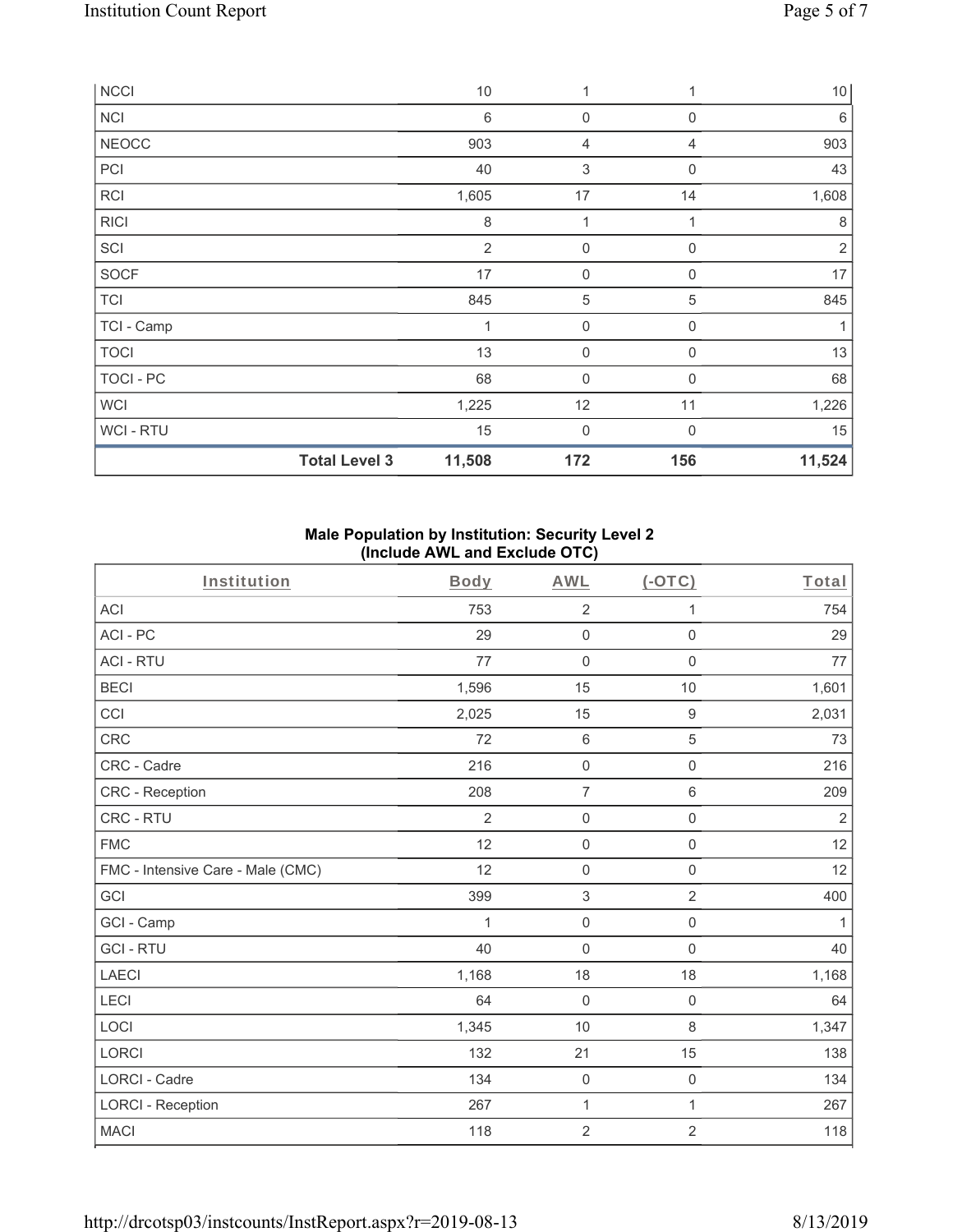| NCCI | 10 | 1 | 1 | 10 |
|---|---|---|---|---|
| NCI | 6 | 0 | 0 | 6 |
| NEOCC | 903 | 4 | 4 | 903 |
| PCI | 40 | 3 | 0 | 43 |
| RCI | 1,605 | 17 | 14 | 1,608 |
| RICI | 8 | 1 | 1 | 8 |
| SCI | 2 | 0 | 0 | 2 |
| SOCF | 17 | 0 | 0 | 17 |
| TCI | 845 | 5 | 5 | 845 |
| TCI - Camp | 1 | 0 | 0 | 1 |
| TOCI | 13 | 0 | 0 | 13 |
| TOCI - PC | 68 | 0 | 0 | 68 |
| WCI | 1,225 | 12 | 11 | 1,226 |
| WCI - RTU | 15 | 0 | 0 | 15 |
| **Total Level 3** | **11,508** | **172** | **156** | **11,524** |

### Male Population by Institution: Security Level 2 (Include AWL and Exclude OTC)

| Institution | Body | AWL | (-OTC) | Total |
|---|---|---|---|---|
| ACI | 753 | 2 | 1 | 754 |
| ACI - PC | 29 | 0 | 0 | 29 |
| ACI - RTU | 77 | 0 | 0 | 77 |
| BECI | 1,596 | 15 | 10 | 1,601 |
| CCI | 2,025 | 15 | 9 | 2,031 |
| CRC | 72 | 6 | 5 | 73 |
| CRC - Cadre | 216 | 0 | 0 | 216 |
| CRC - Reception | 208 | 7 | 6 | 209 |
| CRC - RTU | 2 | 0 | 0 | 2 |
| FMC | 12 | 0 | 0 | 12 |
| FMC - Intensive Care - Male (CMC) | 12 | 0 | 0 | 12 |
| GCI | 399 | 3 | 2 | 400 |
| GCI - Camp | 1 | 0 | 0 | 1 |
| GCI - RTU | 40 | 0 | 0 | 40 |
| LAECI | 1,168 | 18 | 18 | 1,168 |
| LECI | 64 | 0 | 0 | 64 |
| LOCI | 1,345 | 10 | 8 | 1,347 |
| LORCI | 132 | 21 | 15 | 138 |
| LORCI - Cadre | 134 | 0 | 0 | 134 |
| LORCI - Reception | 267 | 1 | 1 | 267 |
| MACI | 118 | 2 | 2 | 118 |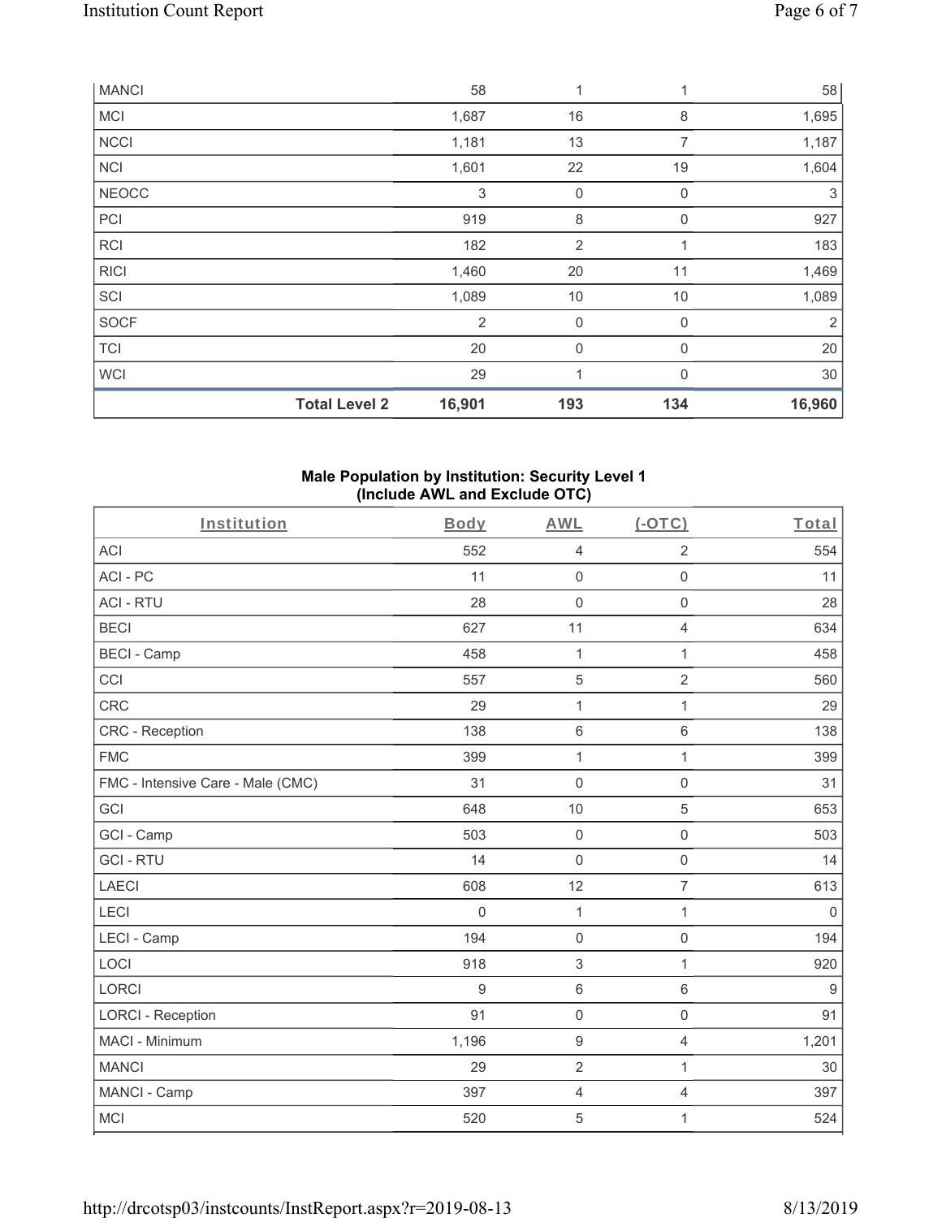| MANCI | | 58 | 1 | 1 | 58 |
|---|---|---|---|---|---|
| MCI | | 1,687 | 16 | 8 | 1,695 |
| NCCI | | 1,181 | 13 | 7 | 1,187 |
| NCI | | 1,601 | 22 | 19 | 1,604 |
| NEOCC | | 3 | 0 | 0 | 3 |
| PCI | | 919 | 8 | 0 | 927 |
| RCI | | 182 | 2 | 1 | 183 |
| RICI | | 1,460 | 20 | 11 | 1,469 |
| SCI | | 1,089 | 10 | 10 | 1,089 |
| SOCF | | 2 | 0 | 0 | 2 |
| TCI | | 20 | 0 | 0 | 20 |
| WCI | | 29 | 1 | 0 | 30 |
| | **Total Level 2** | **16,901** | **193** | **134** | **16,960** |

**Male Population by Institution: Security Level 1**
**(Include AWL and Exclude OTC)**

| Institution | Body | AWL | (-OTC) | Total |
|---|---|---|---|---|
| ACI | 552 | 4 | 2 | 554 |
| ACI - PC | 11 | 0 | 0 | 11 |
| ACI - RTU | 28 | 0 | 0 | 28 |
| BECI | 627 | 11 | 4 | 634 |
| BECI - Camp | 458 | 1 | 1 | 458 |
| CCI | 557 | 5 | 2 | 560 |
| CRC | 29 | 1 | 1 | 29 |
| CRC - Reception | 138 | 6 | 6 | 138 |
| FMC | 399 | 1 | 1 | 399 |
| FMC - Intensive Care - Male (CMC) | 31 | 0 | 0 | 31 |
| GCI | 648 | 10 | 5 | 653 |
| GCI - Camp | 503 | 0 | 0 | 503 |
| GCI - RTU | 14 | 0 | 0 | 14 |
| LAECI | 608 | 12 | 7 | 613 |
| LECI | 0 | 1 | 1 | 0 |
| LECI - Camp | 194 | 0 | 0 | 194 |
| LOCI | 918 | 3 | 1 | 920 |
| LORCI | 9 | 6 | 6 | 9 |
| LORCI - Reception | 91 | 0 | 0 | 91 |
| MACI - Minimum | 1,196 | 9 | 4 | 1,201 |
| MANCI | 29 | 2 | 1 | 30 |
| MANCI - Camp | 397 | 4 | 4 | 397 |
| MCI | 520 | 5 | 1 | 524 |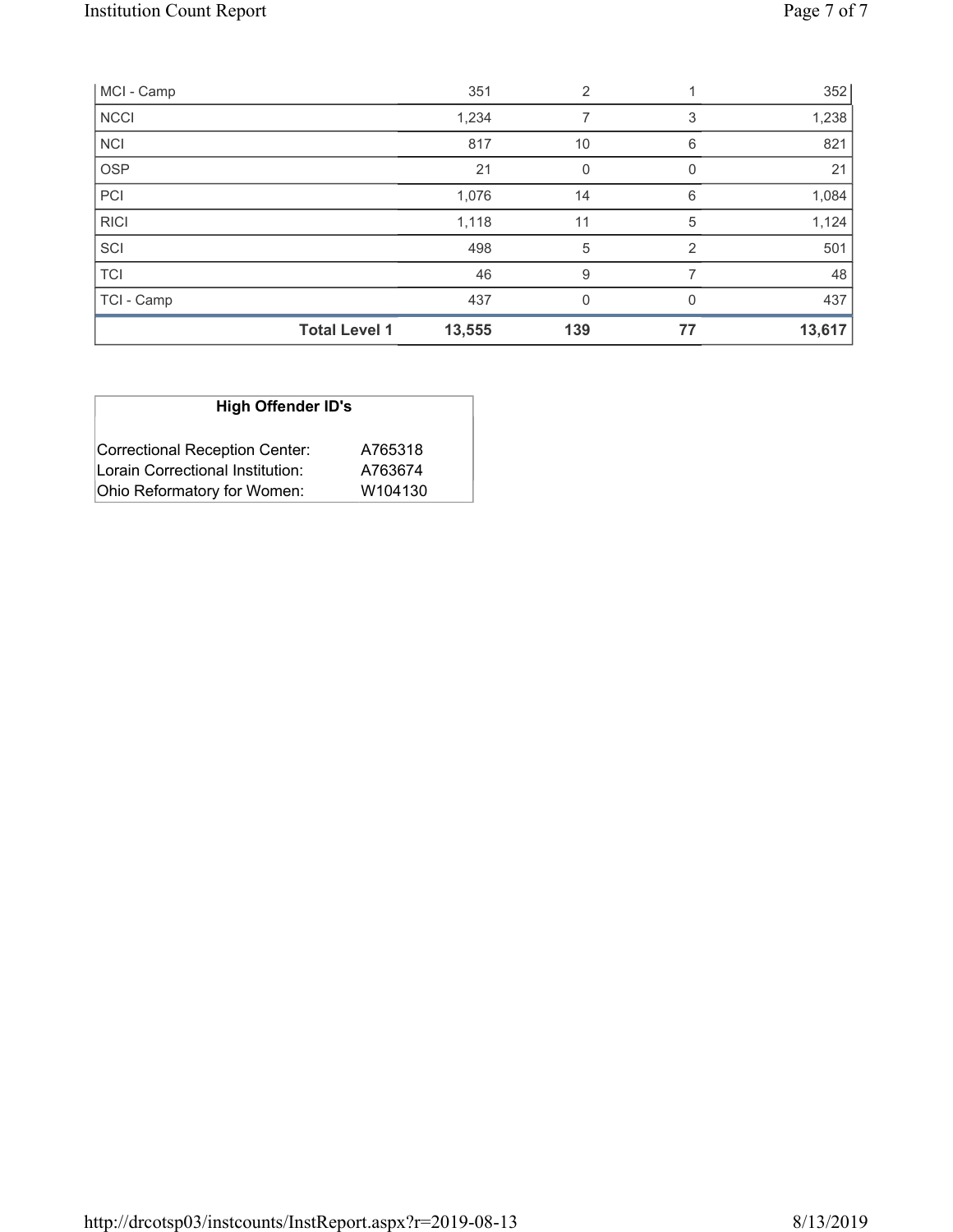| | | | | |
|---|---|---|---|---|
| MCI - Camp | 351 | 2 | 1 | 352 |
| NCCI | 1,234 | 7 | 3 | 1,238 |
| NCI | 817 | 10 | 6 | 821 |
| OSP | 21 | 0 | 0 | 21 |
| PCI | 1,076 | 14 | 6 | 1,084 |
| RICI | 1,118 | 11 | 5 | 1,124 |
| SCI | 498 | 5 | 2 | 501 |
| TCI | 46 | 9 | 7 | 48 |
| TCI - Camp | 437 | 0 | 0 | 437 |
| **Total Level 1** | **13,555** | **139** | **77** | **13,617** |

| High Offender ID's | |
|---|---|
| Correctional Reception Center: | A765318 |
| Lorain Correctional Institution: | A763674 |
| Ohio Reformatory for Women: | W104130 |